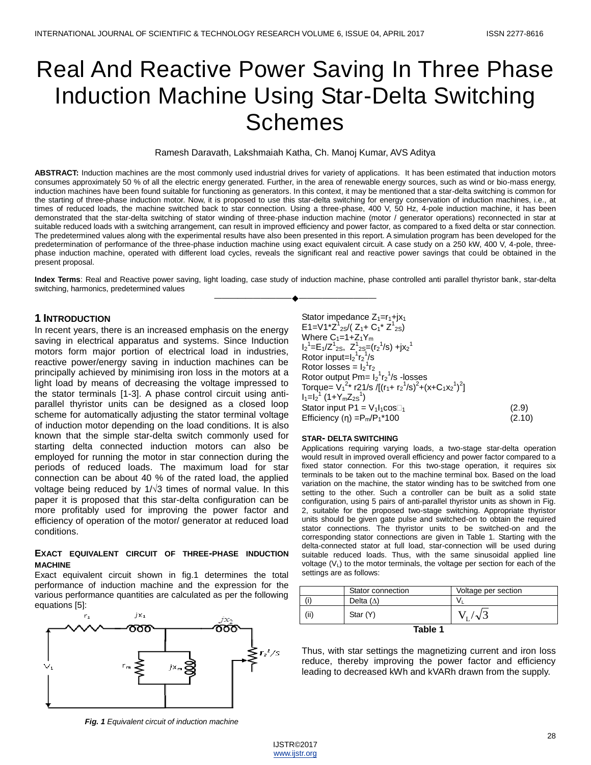# Real And Reactive Power Saving In Three Phase Induction Machine Using Star-Delta Switching Schemes

Ramesh Daravath, Lakshmaiah Katha, Ch. Manoj Kumar, AVS Aditya

**ABSTRACT:** Induction machines are the most commonly used industrial drives for variety of applications. It has been estimated that induction motors consumes approximately 50 % of all the electric energy generated. Further, in the area of renewable energy sources, such as wind or bio-mass energy, induction machines have been found suitable for functioning as generators. In this context, it may be mentioned that a star-delta switching is common for the starting of three-phase induction motor. Now, it is proposed to use this star-delta switching for energy conservation of induction machines, i.e., at times of reduced loads, the machine switched back to star connection. Using a three-phase, 400 V, 50 Hz, 4-pole induction machine, it has been demonstrated that the star-delta switching of stator winding of three-phase induction machine (motor / generator operations) reconnected in star at suitable reduced loads with a switching arrangement, can result in improved efficiency and power factor, as compared to a fixed delta or star connection. The predetermined values along with the experimental results have also been presented in this report. A simulation program has been developed for the predetermination of performance of the three-phase induction machine using exact equivalent circuit. A case study on a 250 kW, 400 V, 4-pole, three-phase induction machine, operated with different load cycles, reveals the significant real and reactive power savings that could be obtained in the present proposal.

**Index Terms**: Real and Reactive power saving, light loading, case study of induction machine, phase controlled anti parallel thyristor bank, star-delta switching, harmonics, predetermined values

## 1 INTRODUCTION

In recent years, there is an increased emphasis on the energy saving in electrical apparatus and systems. Since Induction motors form major portion of electrical load in industries, reactive power/energy saving in induction machines can be principally achieved by minimising iron loss in the motors at a light load by means of decreasing the voltage impressed to the stator terminals [1-3]. A phase control circuit using anti-parallel thyristor units can be designed as a closed loop scheme for automatically adjusting the stator terminal voltage of induction motor depending on the load conditions. It is also known that the simple star-delta switch commonly used for starting delta connected induction motors can also be employed for running the motor in star connection during the periods of reduced loads. The maximum load for star connection can be about 40 % of the rated load, the applied voltage being reduced by $1/\sqrt{3}$ times of normal value. In this paper it is proposed that this star-delta configuration can be more profitably used for improving the power factor and efficiency of operation of the motor/ generator at reduced load conditions.

### EXACT EQUIVALENT CIRCUIT OF THREE-PHASE INDUCTION MACHINE

Exact equivalent circuit shown in fig.1 determines the total performance of induction machine and the expression for the various performance quantities are calculated as per the following equations [5]:

***Fig. 1*** *Equivalent circuit of induction machine*

Stator impedance $Z_1=r_1+jx_1$

$E1=V1*Z^1_{2S}/(Z_1+C_1*Z^1_{2S})$

Where $C_1=1+Z_1Y_m$

$I_2^1=E_1/Z^1_{2S}$, $Z^1_{2S}=(r_2^1/s)+jx_2^1$

Rotor input$=I_2^1r_2^1/s$

Rotor losses $= I_2^1r_2$

Rotor output $P_m= I_2^1r_2^1/s$ -losses

Torque$= V_1^2* r21/s /[(r_1+ r_2^1/s)^2+(x+C_1x_2^1)^2]$

$I_1=I_2^1(1+Y_mZ_{2S}^1)$

$$\text{Stator input } P1 = V_1I_1\cos\phi_1 \quad (2.9)$$

$$\text{Efficiency } (\eta) = P_m/P_1*100 \quad (2.10)$$

### STAR- DELTA SWITCHING

Applications requiring varying loads, a two-stage star-delta operation would result in improved overall efficiency and power factor compared to a fixed stator connection. For this two-stage operation, it requires six terminals to be taken out to the machine terminal box. Based on the load variation on the machine, the stator winding has to be switched from one setting to the other. Such a controller can be built as a solid state configuration, using 5 pairs of anti-parallel thyristor units as shown in Fig. 2, suitable for the proposed two-stage switching. Appropriate thyristor units should be given gate pulse and switched-on to obtain the required stator connections. The thyristor units to be switched-on and the corresponding stator connections are given in Table 1. Starting with the delta-connected stator at full load, star-connection will be used during suitable reduced loads. Thus, with the same sinusoidal applied line voltage ($V_L$) to the motor terminals, the voltage per section for each of the settings are as follows:

| | Stator connection | Voltage per section |
|---|---|---|
| (i) | Delta (Δ) | $V_L$ |
| (ii) | Star (Y) | $V_L/\sqrt{3}$ |

**Table 1**

Thus, with star settings the magnetizing current and iron loss reduce, thereby improving the power factor and efficiency leading to decreased kWh and kVARh drawn from the supply.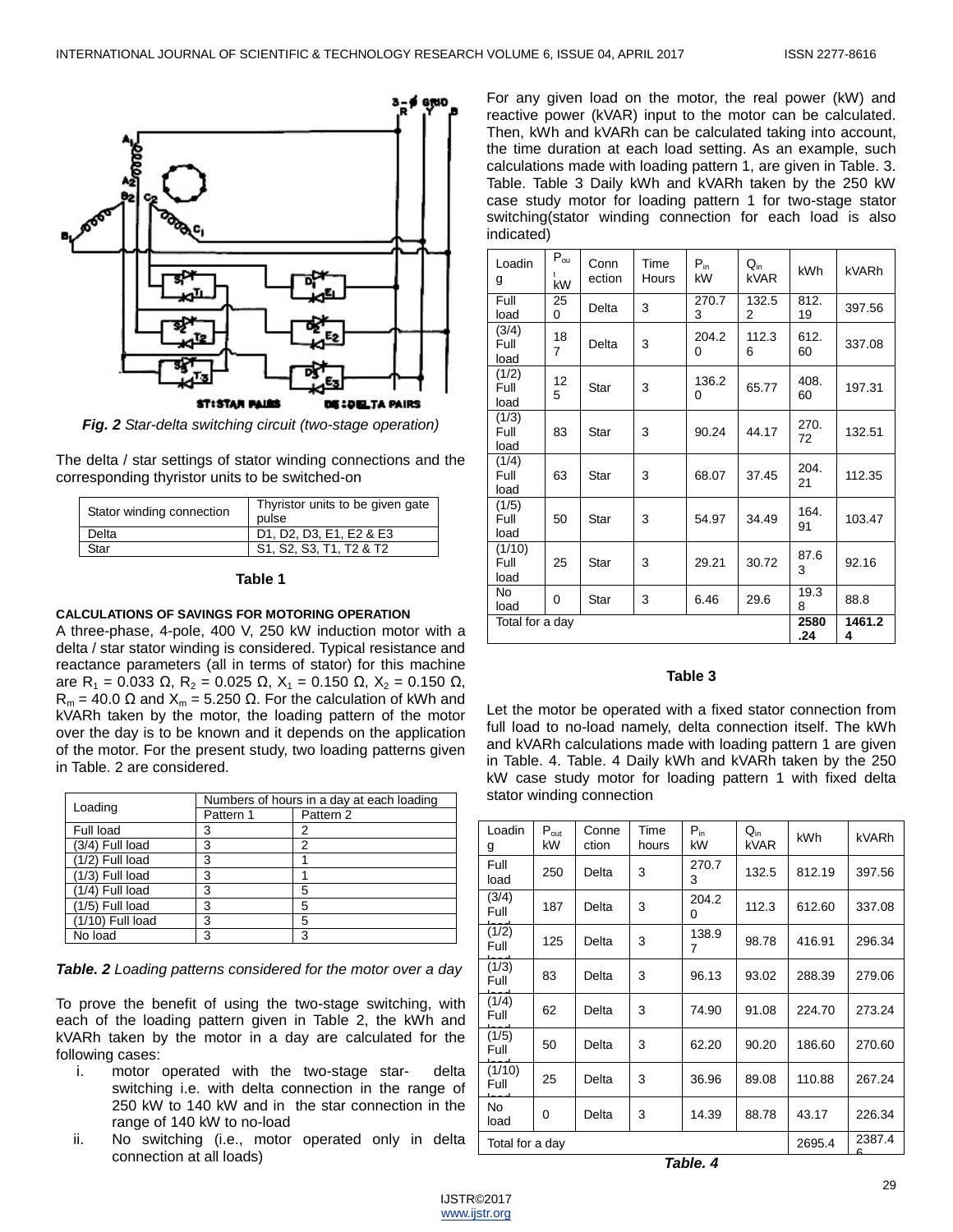Fig. 2 *Star-delta switching circuit (two-stage operation)*

The delta / star settings of stator winding connections and the corresponding thyristor units to be switched-on

| Stator winding connection | Thyristor units to be given gate pulse |
|---|---|
| Delta | D1, D2, D3, E1, E2 & E3 |
| Star | S1, S2, S3, T1, T2 & T2 |

**Table 1**

### CALCULATIONS OF SAVINGS FOR MOTORING OPERATION

A three-phase, 4-pole, 400 V, 250 kW induction motor with a delta / star stator winding is considered. Typical resistance and reactance parameters (all in terms of stator) for this machine are $R_1$ = 0.033 Ω, $R_2$ = 0.025 Ω, $X_1$ = 0.150 Ω, $X_2$ = 0.150 Ω, $R_m$ = 40.0 Ω and $X_m$ = 5.250 Ω. For the calculation of kWh and kVARh taken by the motor, the loading pattern of the motor over the day is to be known and it depends on the application of the motor. For the present study, two loading patterns given in Table. 2 are considered.

| Loading | Numbers of hours in a day at each loading | |
|---|---|---|
| | Pattern 1 | Pattern 2 |
| Full load | 3 | 2 |
| (3/4) Full load | 3 | 2 |
| (1/2) Full load | 3 | 1 |
| (1/3) Full load | 3 | 1 |
| (1/4) Full load | 3 | 5 |
| (1/5) Full load | 3 | 5 |
| (1/10) Full load | 3 | 5 |
| No load | 3 | 3 |

***Table. 2*** *Loading patterns considered for the motor over a day*

To prove the benefit of using the two-stage switching, with each of the loading pattern given in Table 2, the kWh and kVARh taken by the motor in a day are calculated for the following cases:

i. motor operated with the two-stage star- delta switching i.e. with delta connection in the range of 250 kW to 140 kW and in the star connection in the range of 140 kW to no-load
ii. No switching (i.e., motor operated only in delta connection at all loads)

For any given load on the motor, the real power (kW) and reactive power (kVAR) input to the motor can be calculated. Then, kWh and kVARh can be calculated taking into account, the time duration at each load setting. As an example, such calculations made with loading pattern 1, are given in Table. 3. Table. Table 3 Daily kWh and kVARh taken by the 250 kW case study motor for loading pattern 1 for two-stage stator switching(stator winding connection for each load is also indicated)

| Loading | $P_{out}$ kW | Connection | Time Hours | $P_{in}$ kW | $Q_{in}$ kVAR | kWh | kVARh |
|---|---|---|---|---|---|---|---|
| Full load | 250 | Delta | 3 | 270.73 | 132.52 | 812.19 | 397.56 |
| (3/4) Full load | 187 | Delta | 3 | 204.20 | 112.36 | 612.60 | 337.08 |
| (1/2) Full load | 125 | Star | 3 | 136.20 | 65.77 | 408.60 | 197.31 |
| (1/3) Full load | 83 | Star | 3 | 90.24 | 44.17 | 270.72 | 132.51 |
| (1/4) Full load | 63 | Star | 3 | 68.07 | 37.45 | 204.21 | 112.35 |
| (1/5) Full load | 50 | Star | 3 | 54.97 | 34.49 | 164.91 | 103.47 |
| (1/10) Full load | 25 | Star | 3 | 29.21 | 30.72 | 87.63 | 92.16 |
| No load | 0 | Star | 3 | 6.46 | 29.6 | 19.38 | 88.8 |
| Total for a day | | | | | | **2580.24** | **1461.24** |

**Table 3**

Let the motor be operated with a fixed stator connection from full load to no-load namely, delta connection itself. The kWh and kVARh calculations made with loading pattern 1 are given in Table. 4. Table. 4 Daily kWh and kVARh taken by the 250 kW case study motor for loading pattern 1 with fixed delta stator winding connection

| Loading | $P_{out}$ kW | Connection | Time hours | $P_{in}$ kW | $Q_{in}$ kVAR | kWh | kVARh |
|---|---|---|---|---|---|---|---|
| Full load | 250 | Delta | 3 | 270.73 | 132.5 | 812.19 | 397.56 |
| (3/4) Full load | 187 | Delta | 3 | 204.20 | 112.3 | 612.60 | 337.08 |
| (1/2) Full load | 125 | Delta | 3 | 138.97 | 98.78 | 416.91 | 296.34 |
| (1/3) Full load | 83 | Delta | 3 | 96.13 | 93.02 | 288.39 | 279.06 |
| (1/4) Full load | 62 | Delta | 3 | 74.90 | 91.08 | 224.70 | 273.24 |
| (1/5) Full load | 50 | Delta | 3 | 62.20 | 90.20 | 186.60 | 270.60 |
| (1/10) Full load | 25 | Delta | 3 | 36.96 | 89.08 | 110.88 | 267.24 |
| No load | 0 | Delta | 3 | 14.39 | 88.78 | 43.17 | 226.34 |
| Total for a day | | | | | | 2695.4 | 2387.46 |

***Table. 4***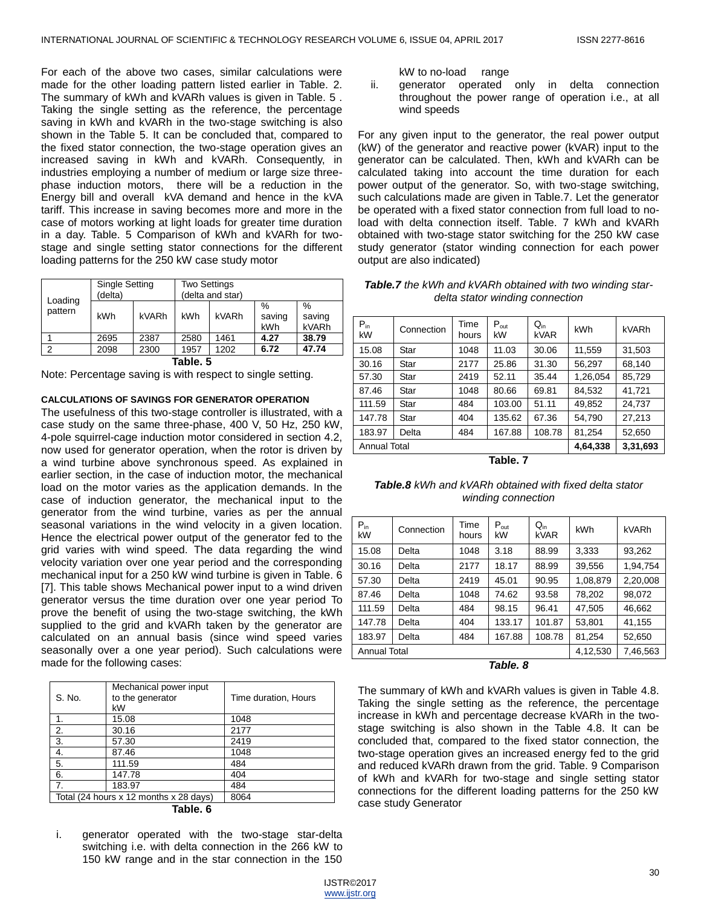For each of the above two cases, similar calculations were made for the other loading pattern listed earlier in Table. 2. The summary of kWh and kVARh values is given in Table. 5 . Taking the single setting as the reference, the percentage saving in kWh and kVARh in the two-stage switching is also shown in the Table 5. It can be concluded that, compared to the fixed stator connection, the two-stage operation gives an increased saving in kWh and kVARh. Consequently, in industries employing a number of medium or large size three-phase induction motors, there will be a reduction in the Energy bill and overall kVA demand and hence in the kVA tariff. This increase in saving becomes more and more in the case of motors working at light loads for greater time duration in a day. Table. 5 Comparison of kWh and kVARh for two-stage and single setting stator connections for the different loading patterns for the 250 kW case study motor

| Loading pattern | Single Setting (delta) | | Two Settings (delta and star) | | | |
|---|---|---|---|---|---|---|
| | kWh | kVARh | kWh | kVARh | % saving kWh | % saving kVARh |
| 1 | 2695 | 2387 | 2580 | 1461 | **4.27** | **38.79** |
| 2 | 2098 | 2300 | 1957 | 1202 | **6.72** | **47.74** |

**Table. 5**

Note: Percentage saving is with respect to single setting.

#### CALCULATIONS OF SAVINGS FOR GENERATOR OPERATION

The usefulness of this two-stage controller is illustrated, with a case study on the same three-phase, 400 V, 50 Hz, 250 kW, 4-pole squirrel-cage induction motor considered in section 4.2, now used for generator operation, when the rotor is driven by a wind turbine above synchronous speed. As explained in earlier section, in the case of induction motor, the mechanical load on the motor varies as the application demands. In the case of induction generator, the mechanical input to the generator from the wind turbine, varies as per the annual seasonal variations in the wind velocity in a given location. Hence the electrical power output of the generator fed to the grid varies with wind speed. The data regarding the wind velocity variation over one year period and the corresponding mechanical input for a 250 kW wind turbine is given in Table. 6 [7]. This table shows Mechanical power input to a wind driven generator versus the time duration over one year period To prove the benefit of using the two-stage switching, the kWh supplied to the grid and kVARh taken by the generator are calculated on an annual basis (since wind speed varies seasonally over a one year period). Such calculations were made for the following cases:

| S. No. | Mechanical power input to the generator kW | Time duration, Hours |
|---|---|---|
| 1. | 15.08 | 1048 |
| 2. | 30.16 | 2177 |
| 3. | 57.30 | 2419 |
| 4. | 87.46 | 1048 |
| 5. | 111.59 | 484 |
| 6. | 147.78 | 404 |
| 7. | 183.97 | 484 |
| Total (24 hours x 12 months x 28 days) | | 8064 |

**Table. 6**

i. generator operated with the two-stage star-delta switching i.e. with delta connection in the 266 kW to 150 kW range and in the star connection in the 150 kW to no-load range
ii. generator operated only in delta connection throughout the power range of operation i.e., at all wind speeds

For any given input to the generator, the real power output (kW) of the generator and reactive power (kVAR) input to the generator can be calculated. Then, kWh and kVARh can be calculated taking into account the time duration for each power output of the generator. So, with two-stage switching, such calculations made are given in Table.7. Let the generator be operated with a fixed stator connection from full load to no-load with delta connection itself. Table. 7 kWh and kVARh obtained with two-stage stator switching for the 250 kW case study generator (stator winding connection for each power output are also indicated)

***Table.7*** *the kWh and kVARh obtained with two winding star-delta stator winding connection*

| $P_{in}$ kW | Connection | Time hours | $P_{out}$ kW | $Q_{in}$ kVAR | kWh | kVARh |
|---|---|---|---|---|---|---|
| 15.08 | Star | 1048 | 11.03 | 30.06 | 11,559 | 31,503 |
| 30.16 | Star | 2177 | 25.86 | 31.30 | 56,297 | 68,140 |
| 57.30 | Star | 2419 | 52.11 | 35.44 | 1,26,054 | 85,729 |
| 87.46 | Star | 1048 | 80.66 | 69.81 | 84,532 | 41,721 |
| 111.59 | Star | 484 | 103.00 | 51.11 | 49,852 | 24,737 |
| 147.78 | Star | 404 | 135.62 | 67.36 | 54,790 | 27,213 |
| 183.97 | Delta | 484 | 167.88 | 108.78 | 81,254 | 52,650 |
| Annual Total | | | | | **4,64,338** | **3,31,693** |

**Table. 7**

***Table.8*** *kWh and kVARh obtained with fixed delta stator winding connection*

| $P_{in}$ kW | Connection | Time hours | $P_{out}$ kW | $Q_{in}$ kVAR | kWh | kVARh |
|---|---|---|---|---|---|---|
| 15.08 | Delta | 1048 | 3.18 | 88.99 | 3,333 | 93,262 |
| 30.16 | Delta | 2177 | 18.17 | 88.99 | 39,556 | 1,94,754 |
| 57.30 | Delta | 2419 | 45.01 | 90.95 | 1,08,879 | 2,20,008 |
| 87.46 | Delta | 1048 | 74.62 | 93.58 | 78,202 | 98,072 |
| 111.59 | Delta | 484 | 98.15 | 96.41 | 47,505 | 46,662 |
| 147.78 | Delta | 404 | 133.17 | 101.87 | 53,801 | 41,155 |
| 183.97 | Delta | 484 | 167.88 | 108.78 | 81,254 | 52,650 |
| Annual Total | | | | | 4,12,530 | 7,46,563 |

***Table. 8***

The summary of kWh and kVARh values is given in Table 4.8. Taking the single setting as the reference, the percentage increase in kWh and percentage decrease kVARh in the two-stage switching is also shown in the Table 4.8. It can be concluded that, compared to the fixed stator connection, the two-stage operation gives an increased energy fed to the grid and reduced kVARh drawn from the grid. Table. 9 Comparison of kWh and kVARh for two-stage and single setting stator connections for the different loading patterns for the 250 kW case study Generator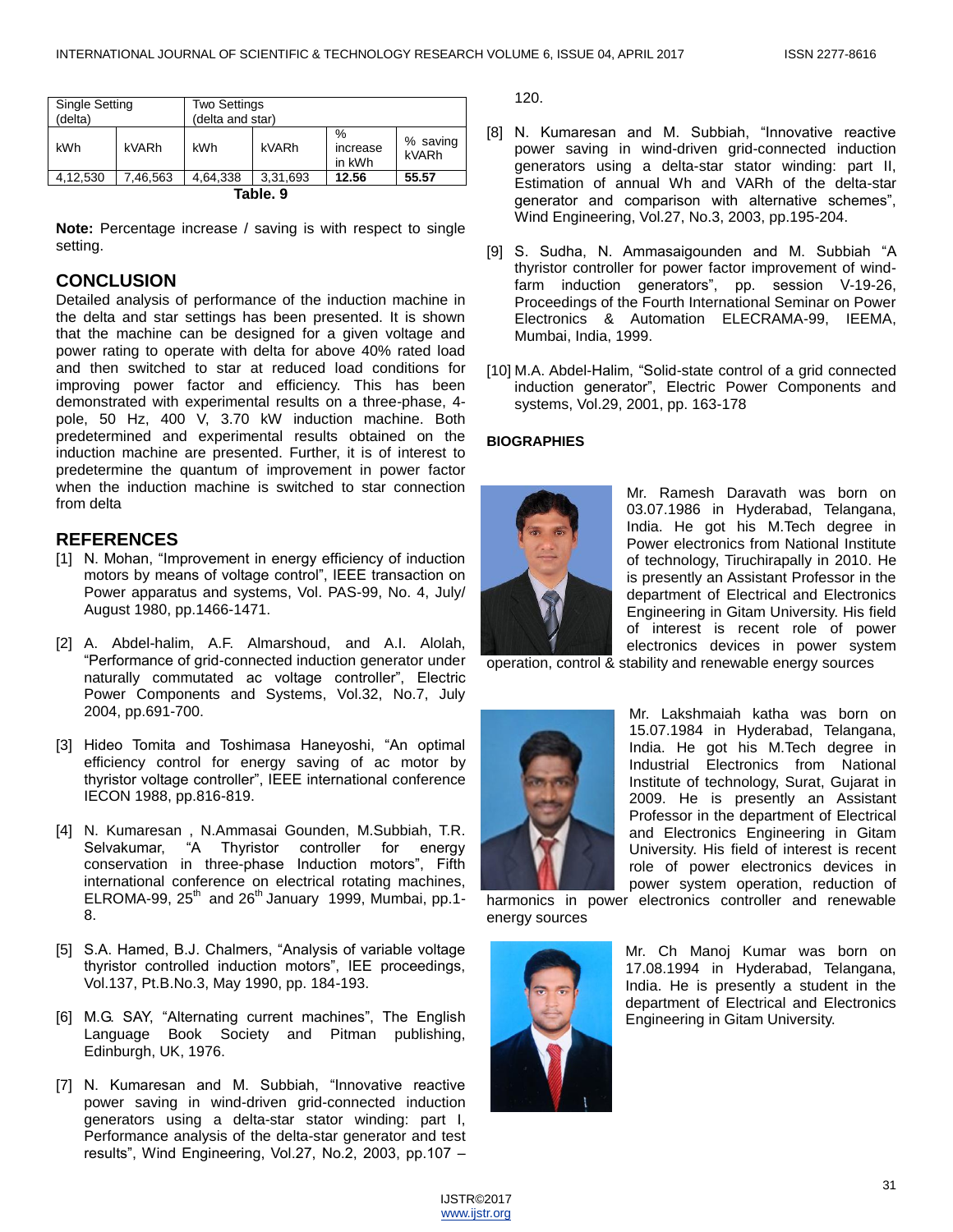| Single Setting (delta) | | Two Settings (delta and star) | | | |
|---|---|---|---|---|---|
| kWh | kVARh | kWh | kVARh | % increase in kWh | % saving kVARh |
| 4,12,530 | 7,46,563 | 4,64,338 | 3,31,693 | **12.56** | **55.57** |

**Table. 9**

**Note:** Percentage increase / saving is with respect to single setting.

## CONCLUSION

Detailed analysis of performance of the induction machine in the delta and star settings has been presented. It is shown that the machine can be designed for a given voltage and power rating to operate with delta for above 40% rated load and then switched to star at reduced load conditions for improving power factor and efficiency. This has been demonstrated with experimental results on a three-phase, 4-pole, 50 Hz, 400 V, 3.70 kW induction machine. Both predetermined and experimental results obtained on the induction machine are presented. Further, it is of interest to predetermine the quantum of improvement in power factor when the induction machine is switched to star connection from delta

## REFERENCES

[1] N. Mohan, "Improvement in energy efficiency of induction motors by means of voltage control", IEEE transaction on Power apparatus and systems, Vol. PAS-99, No. 4, July/ August 1980, pp.1466-1471.

[2] A. Abdel-halim, A.F. Almarshoud, and A.I. Alolah, "Performance of grid-connected induction generator under naturally commutated ac voltage controller", Electric Power Components and Systems, Vol.32, No.7, July 2004, pp.691-700.

[3] Hideo Tomita and Toshimasa Haneyoshi, "An optimal efficiency control for energy saving of ac motor by thyristor voltage controller", IEEE international conference IECON 1988, pp.816-819.

[4] N. Kumaresan , N.Ammasai Gounden, M.Subbiah, T.R. Selvakumar, "A Thyristor controller for energy conservation in three-phase Induction motors", Fifth international conference on electrical rotating machines, ELROMA-99, 25th and 26th January 1999, Mumbai, pp.1-8.

[5] S.A. Hamed, B.J. Chalmers, "Analysis of variable voltage thyristor controlled induction motors", IEE proceedings, Vol.137, Pt.B.No.3, May 1990, pp. 184-193.

[6] M.G. SAY, "Alternating current machines", The English Language Book Society and Pitman publishing, Edinburgh, UK, 1976.

[7] N. Kumaresan and M. Subbiah, "Innovative reactive power saving in wind-driven grid-connected induction generators using a delta-star stator winding: part I, Performance analysis of the delta-star generator and test results", Wind Engineering, Vol.27, No.2, 2003, pp.107 – 120.

[8] N. Kumaresan and M. Subbiah, "Innovative reactive power saving in wind-driven grid-connected induction generators using a delta-star stator winding: part II, Estimation of annual Wh and VARh of the delta-star generator and comparison with alternative schemes", Wind Engineering, Vol.27, No.3, 2003, pp.195-204.

[9] S. Sudha, N. Ammasaigounden and M. Subbiah "A thyristor controller for power factor improvement of wind-farm induction generators", pp. session V-19-26, Proceedings of the Fourth International Seminar on Power Electronics & Automation ELECRAMA-99, IEEMA, Mumbai, India, 1999.

[10] M.A. Abdel-Halim, "Solid-state control of a grid connected induction generator", Electric Power Components and systems, Vol.29, 2001, pp. 163-178

### BIOGRAPHIES

Mr. Ramesh Daravath was born on 03.07.1986 in Hyderabad, Telangana, India. He got his M.Tech degree in Power electronics from National Institute of technology, Tiruchirapally in 2010. He is presently an Assistant Professor in the department of Electrical and Electronics Engineering in Gitam University. His field of interest is recent role of power electronics devices in power system operation, control & stability and renewable energy sources

Mr. Lakshmaiah katha was born on 15.07.1984 in Hyderabad, Telangana, India. He got his M.Tech degree in Industrial Electronics from National Institute of technology, Surat, Gujarat in 2009. He is presently an Assistant Professor in the department of Electrical and Electronics Engineering in Gitam University. His field of interest is recent role of power electronics devices in power system operation, reduction of harmonics in power electronics controller and renewable energy sources

Mr. Ch Manoj Kumar was born on 17.08.1994 in Hyderabad, Telangana, India. He is presently a student in the department of Electrical and Electronics Engineering in Gitam University.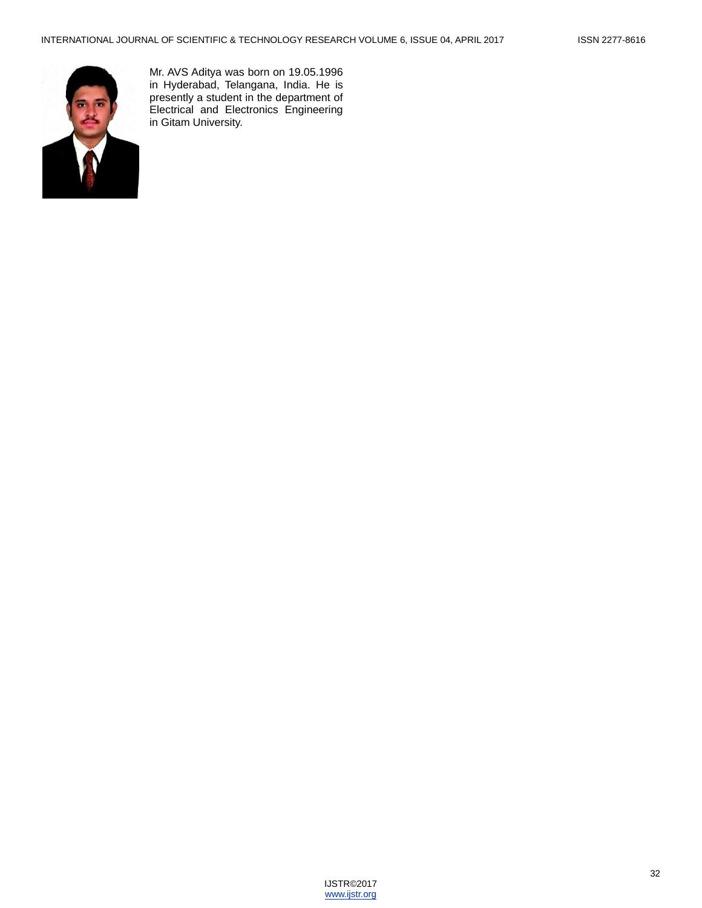Mr. AVS Aditya was born on 19.05.1996 in Hyderabad, Telangana, India. He is presently a student in the department of Electrical and Electronics Engineering in Gitam University.